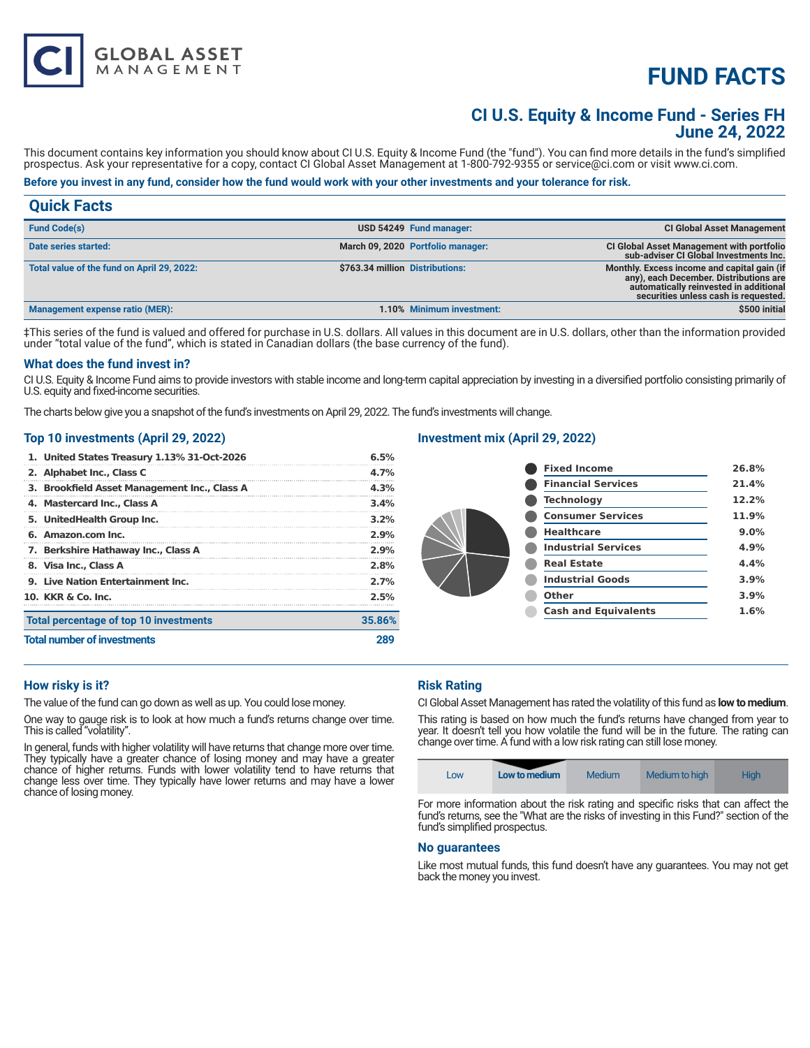# FUND FACTS

## CI U.S. Equity & Income Fund - Series FH
## June 24, 2022

This document contains key information you should know about CI U.S. Equity & Income Fund (the "fund"). You can find more details in the fund's simplified prospectus. Ask your representative for a copy, contact CI Global Asset Management at 1-800-792-9355 or service@ci.com or visit www.ci.com.

**Before you invest in any fund, consider how the fund would work with your other investments and your tolerance for risk.**

## Quick Facts

| | | | |
|---|---|---|---|
| **Fund Code(s)** | USD 54249 | **Fund manager:** | CI Global Asset Management |
| **Date series started:** | March 09, 2020 | **Portfolio manager:** | CI Global Asset Management with portfolio sub-adviser CI Global Investments Inc. |
| **Total value of the fund on April 29, 2022:** | $763.34 million | **Distributions:** | Monthly. Excess income and capital gain (if any), each December. Distributions are automatically reinvested in additional securities unless cash is requested. |
| **Management expense ratio (MER):** | 1.10% | **Minimum investment:** | $500 initial |

‡This series of the fund is valued and offered for purchase in U.S. dollars. All values in this document are in U.S. dollars, other than the information provided under "total value of the fund", which is stated in Canadian dollars (the base currency of the fund).

### What does the fund invest in?

CI U.S. Equity & Income Fund aims to provide investors with stable income and long-term capital appreciation by investing in a diversified portfolio consisting primarily of U.S. equity and fixed-income securities.

The charts below give you a snapshot of the fund's investments on April 29, 2022. The fund's investments will change.

### Top 10 investments (April 29, 2022)

| Investment | % |
|---|---|
| 1. United States Treasury 1.13% 31-Oct-2026 | 6.5% |
| 2. Alphabet Inc., Class C | 4.7% |
| 3. Brookfield Asset Management Inc., Class A | 4.3% |
| 4. Mastercard Inc., Class A | 3.4% |
| 5. UnitedHealth Group Inc. | 3.2% |
| 6. Amazon.com Inc. | 2.9% |
| 7. Berkshire Hathaway Inc., Class A | 2.9% |
| 8. Visa Inc., Class A | 2.8% |
| 9. Live Nation Entertainment Inc. | 2.7% |
| 10. KKR & Co. Inc. | 2.5% |
| **Total percentage of top 10 investments** | **35.86%** |
| **Total number of investments** | **289** |

### Investment mix (April 29, 2022)

| Sector | % |
|---|---|
| Fixed Income | 26.8% |
| Financial Services | 21.4% |
| Technology | 12.2% |
| Consumer Services | 11.9% |
| Healthcare | 9.0% |
| Industrial Services | 4.9% |
| Real Estate | 4.4% |
| Industrial Goods | 3.9% |
| Other | 3.9% |
| Cash and Equivalents | 1.6% |

### How risky is it?

The value of the fund can go down as well as up. You could lose money.

One way to gauge risk is to look at how much a fund's returns change over time. This is called "volatility".

In general, funds with higher volatility will have returns that change more over time. They typically have a greater chance of losing money and may have a greater chance of higher returns. Funds with lower volatility tend to have returns that change less over time. They typically have lower returns and may have a lower chance of losing money.

### Risk Rating

CI Global Asset Management has rated the volatility of this fund as **low to medium**.

This rating is based on how much the fund's returns have changed from year to year. It doesn't tell you how volatile the fund will be in the future. The rating can change over time. A fund with a low risk rating can still lose money.

| Low | **Low to medium** | Medium | Medium to high | High |
|---|---|---|---|---|

For more information about the risk rating and specific risks that can affect the fund's returns, see the "What are the risks of investing in this Fund?" section of the fund's simplified prospectus.

### No guarantees

Like most mutual funds, this fund doesn't have any guarantees. You may not get back the money you invest.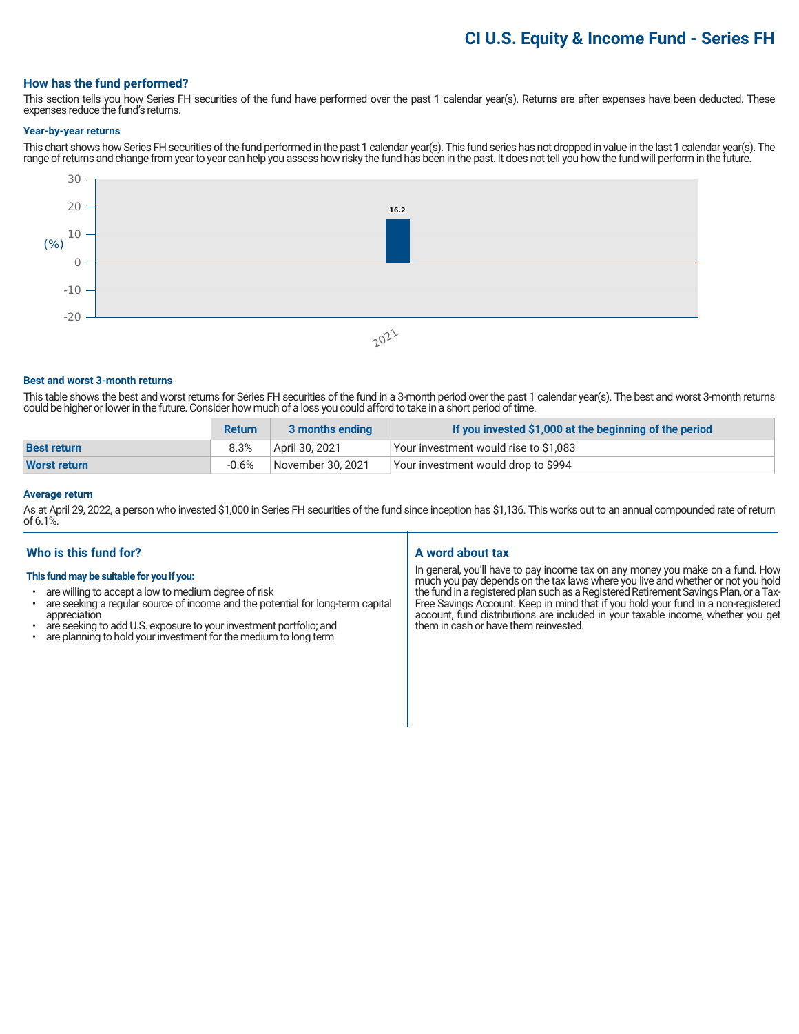# CI U.S. Equity & Income Fund - Series FH

## How has the fund performed?

This section tells you how Series FH securities of the fund have performed over the past 1 calendar year(s). Returns are after expenses have been deducted. These expenses reduce the fund's returns.

### Year-by-year returns

This chart shows how Series FH securities of the fund performed in the past 1 calendar year(s). This fund series has not dropped in value in the last 1 calendar year(s). The range of returns and change from year to year can help you assess how risky the fund has been in the past. It does not tell you how the fund will perform in the future.

| Year | Return (%) |
|---|---|
| 2021 | 16.2 |

### Best and worst 3-month returns

This table shows the best and worst returns for Series FH securities of the fund in a 3-month period over the past 1 calendar year(s). The best and worst 3-month returns could be higher or lower in the future. Consider how much of a loss you could afford to take in a short period of time.

| | Return | 3 months ending | If you invested $1,000 at the beginning of the period |
|---|---|---|---|
| **Best return** | 8.3% | April 30, 2021 | Your investment would rise to $1,083 |
| **Worst return** | -0.6% | November 30, 2021 | Your investment would drop to $994 |

### Average return

As at April 29, 2022, a person who invested $1,000 in Series FH securities of the fund since inception has $1,136. This works out to an annual compounded rate of return of 6.1%.

## Who is this fund for?

**This fund may be suitable for you if you:**

- are willing to accept a low to medium degree of risk
- are seeking a regular source of income and the potential for long-term capital appreciation
- are seeking to add U.S. exposure to your investment portfolio; and
- are planning to hold your investment for the medium to long term

## A word about tax

In general, you'll have to pay income tax on any money you make on a fund. How much you pay depends on the tax laws where you live and whether or not you hold the fund in a registered plan such as a Registered Retirement Savings Plan, or a Tax-Free Savings Account. Keep in mind that if you hold your fund in a non-registered account, fund distributions are included in your taxable income, whether you get them in cash or have them reinvested.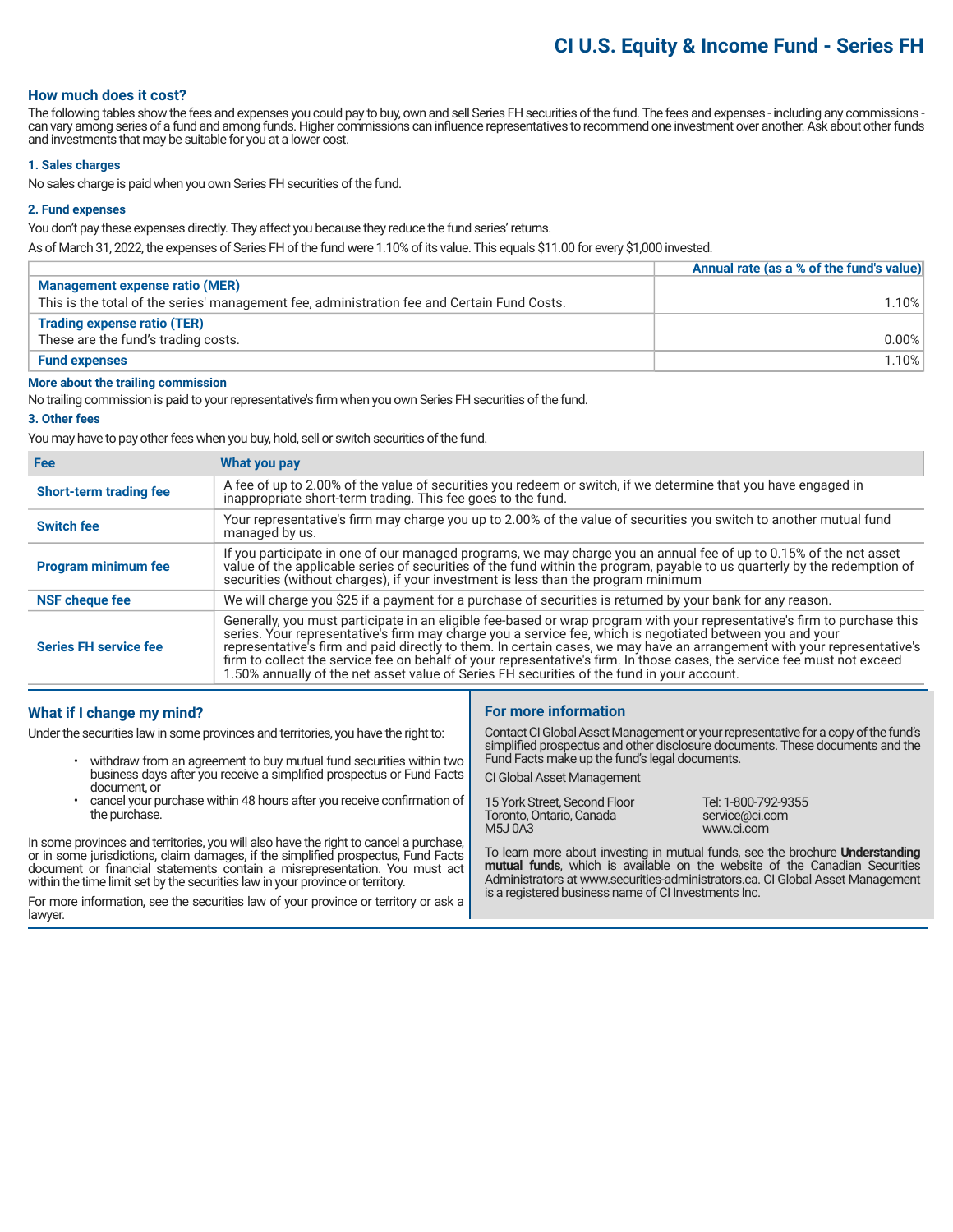## How much does it cost?

The following tables show the fees and expenses you could pay to buy, own and sell Series FH securities of the fund. The fees and expenses - including any commissions - can vary among series of a fund and among funds. Higher commissions can influence representatives to recommend one investment over another. Ask about other funds and investments that may be suitable for you at a lower cost.

### 1. Sales charges

No sales charge is paid when you own Series FH securities of the fund.

### 2. Fund expenses

You don't pay these expenses directly. They affect you because they reduce the fund series' returns.

As of March 31, 2022, the expenses of Series FH of the fund were 1.10% of its value. This equals $11.00 for every $1,000 invested.

| | Annual rate (as a % of the fund's value) |
|---|---|
| **Management expense ratio (MER)**<br>This is the total of the series' management fee, administration fee and Certain Fund Costs. | 1.10% |
| **Trading expense ratio (TER)**<br>These are the fund's trading costs. | 0.00% |
| **Fund expenses** | 1.10% |

#### More about the trailing commission

No trailing commission is paid to your representative's firm when you own Series FH securities of the fund.

### 3. Other fees

You may have to pay other fees when you buy, hold, sell or switch securities of the fund.

| Fee | What you pay |
|---|---|
| **Short-term trading fee** | A fee of up to 2.00% of the value of securities you redeem or switch, if we determine that you have engaged in inappropriate short-term trading. This fee goes to the fund. |
| **Switch fee** | Your representative's firm may charge you up to 2.00% of the value of securities you switch to another mutual fund managed by us. |
| **Program minimum fee** | If you participate in one of our managed programs, we may charge you an annual fee of up to 0.15% of the net asset value of the applicable series of securities of the fund within the program, payable to us quarterly by the redemption of securities (without charges), if your investment is less than the program minimum |
| **NSF cheque fee** | We will charge you $25 if a payment for a purchase of securities is returned by your bank for any reason. |
| **Series FH service fee** | Generally, you must participate in an eligible fee-based or wrap program with your representative's firm to purchase this series. Your representative's firm may charge you a service fee, which is negotiated between you and your representative's firm and paid directly to them. In certain cases, we may have an arrangement with your representative's firm to collect the service fee on behalf of your representative's firm. In those cases, the service fee must not exceed 1.50% annually of the net asset value of Series FH securities of the fund in your account. |

## What if I change my mind?

Under the securities law in some provinces and territories, you have the right to:

- withdraw from an agreement to buy mutual fund securities within two business days after you receive a simplified prospectus or Fund Facts document, or
- cancel your purchase within 48 hours after you receive confirmation of the purchase.

In some provinces and territories, you will also have the right to cancel a purchase, or in some jurisdictions, claim damages, if the simplified prospectus, Fund Facts document or financial statements contain a misrepresentation. You must act within the time limit set by the securities law in your province or territory.

For more information, see the securities law of your province or territory or ask a lawyer.

## For more information

Contact CI Global Asset Management or your representative for a copy of the fund's simplified prospectus and other disclosure documents. These documents and the Fund Facts make up the fund's legal documents.

CI Global Asset Management

15 York Street, Second Floor
Toronto, Ontario, Canada
M5J 0A3

Tel: 1-800-792-9355
service@ci.com
www.ci.com

To learn more about investing in mutual funds, see the brochure **Understanding mutual funds**, which is available on the website of the Canadian Securities Administrators at www.securities-administrators.ca. CI Global Asset Management is a registered business name of CI Investments Inc.